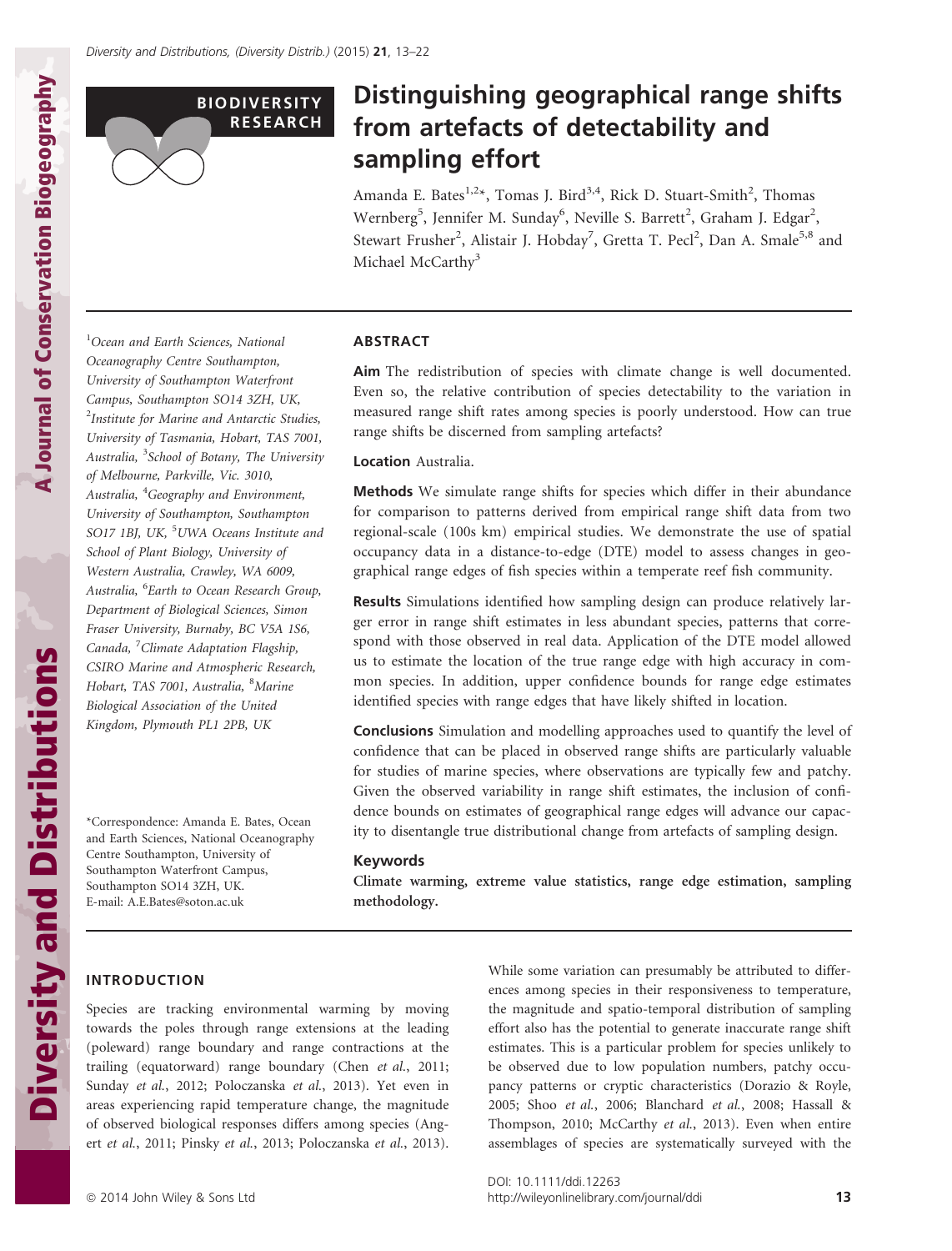BIODIVERSITY RESEARCH

# Distinguishing geographical range shifts from artefacts of detectability and sampling effort

Amanda E. Bates[1,2]*, Tomas J. Bird[3,4], Rick D. Stuart-Smith[2], Thomas Wernberg[5], Jennifer M. Sunday[6], Neville S. Barrett[2], Graham J. Edgar[2], Stewart Frusher[2], Alistair J. Hobday[7], Gretta T. Pecl[2], Dan A. Smale[5,8] and Michael McCarthy[3]

[1]Ocean and Earth Sciences, National Oceanography Centre Southampton, University of Southampton Waterfront Campus, Southampton SO14 3ZH, UK, [2]Institute for Marine and Antarctic Studies, University of Tasmania, Hobart, TAS 7001, Australia, [3]School of Botany, The University of Melbourne, Parkville, Vic. 3010, Australia, [4]Geography and Environment, University of Southampton, Southampton SO17 1BJ, UK, [5]UWA Oceans Institute and School of Plant Biology, University of Western Australia, Crawley, WA 6009, Australia, [6]Earth to Ocean Research Group, Department of Biological Sciences, Simon Fraser University, Burnaby, BC V5A 1S6, Canada, [7]Climate Adaptation Flagship, CSIRO Marine and Atmospheric Research, Hobart, TAS 7001, Australia, [8]Marine Biological Association of the United Kingdom, Plymouth PL1 2PB, UK

*Correspondence: Amanda E. Bates, Ocean and Earth Sciences, National Oceanography Centre Southampton, University of Southampton Waterfront Campus, Southampton SO14 3ZH, UK.
E-mail: A.E.Bates@soton.ac.uk

## ABSTRACT

**Aim** The redistribution of species with climate change is well documented. Even so, the relative contribution of species detectability to the variation in measured range shift rates among species is poorly understood. How can true range shifts be discerned from sampling artefacts?

**Location** Australia.

**Methods** We simulate range shifts for species which differ in their abundance for comparison to patterns derived from empirical range shift data from two regional-scale (100s km) empirical studies. We demonstrate the use of spatial occupancy data in a distance-to-edge (DTE) model to assess changes in geographical range edges of fish species within a temperate reef fish community.

**Results** Simulations identified how sampling design can produce relatively larger error in range shift estimates in less abundant species, patterns that correspond with those observed in real data. Application of the DTE model allowed us to estimate the location of the true range edge with high accuracy in common species. In addition, upper confidence bounds for range edge estimates identified species with range edges that have likely shifted in location.

**Conclusions** Simulation and modelling approaches used to quantify the level of confidence that can be placed in observed range shifts are particularly valuable for studies of marine species, where observations are typically few and patchy. Given the observed variability in range shift estimates, the inclusion of confidence bounds on estimates of geographical range edges will advance our capacity to disentangle true distributional change from artefacts of sampling design.

### Keywords

**Climate warming, extreme value statistics, range edge estimation, sampling methodology.**

## INTRODUCTION

Species are tracking environmental warming by moving towards the poles through range extensions at the leading (poleward) range boundary and range contractions at the trailing (equatorward) range boundary (Chen *et al.*, 2011; Sunday *et al.*, 2012; Poloczanska *et al.*, 2013). Yet even in areas experiencing rapid temperature change, the magnitude of observed biological responses differs among species (Angert *et al.*, 2011; Pinsky *et al.*, 2013; Poloczanska *et al.*, 2013). While some variation can presumably be attributed to differences among species in their responsiveness to temperature, the magnitude and spatio-temporal distribution of sampling effort also has the potential to generate inaccurate range shift estimates. This is a particular problem for species unlikely to be observed due to low population numbers, patchy occupancy patterns or cryptic characteristics (Dorazio & Royle, 2005; Shoo *et al.*, 2006; Blanchard *et al.*, 2008; Hassall & Thompson, 2010; McCarthy *et al.*, 2013). Even when entire assemblages of species are systematically surveyed with the

DOI: 10.1111/ddi.12263
http://wileyonlinelibrary.com/journal/ddi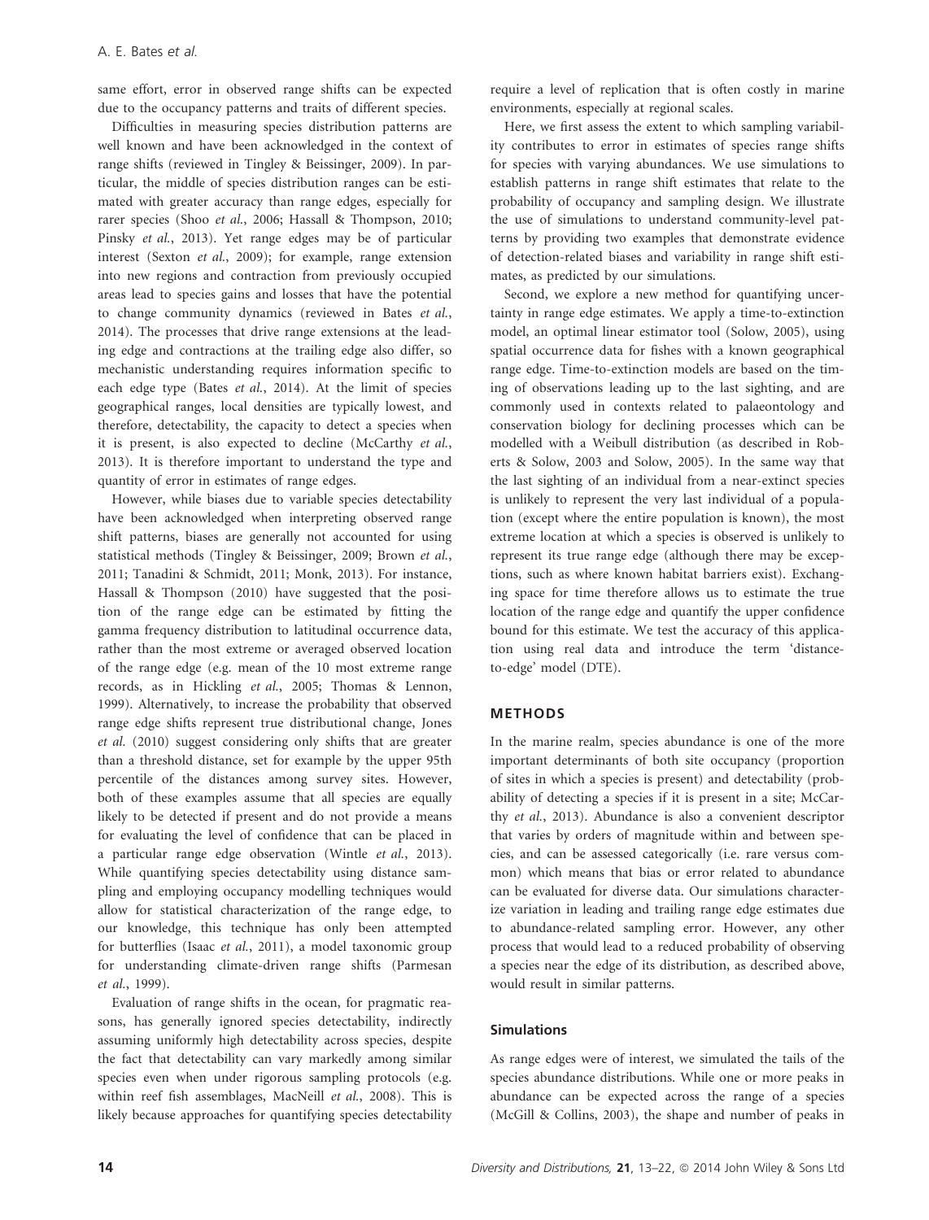same effort, error in observed range shifts can be expected due to the occupancy patterns and traits of different species.

Difficulties in measuring species distribution patterns are well known and have been acknowledged in the context of range shifts (reviewed in Tingley & Beissinger, 2009). In particular, the middle of species distribution ranges can be estimated with greater accuracy than range edges, especially for rarer species (Shoo *et al.*, 2006; Hassall & Thompson, 2010; Pinsky *et al.*, 2013). Yet range edges may be of particular interest (Sexton *et al.*, 2009); for example, range extension into new regions and contraction from previously occupied areas lead to species gains and losses that have the potential to change community dynamics (reviewed in Bates *et al.*, 2014). The processes that drive range extensions at the leading edge and contractions at the trailing edge also differ, so mechanistic understanding requires information specific to each edge type (Bates *et al.*, 2014). At the limit of species geographical ranges, local densities are typically lowest, and therefore, detectability, the capacity to detect a species when it is present, is also expected to decline (McCarthy *et al.*, 2013). It is therefore important to understand the type and quantity of error in estimates of range edges.

However, while biases due to variable species detectability have been acknowledged when interpreting observed range shift patterns, biases are generally not accounted for using statistical methods (Tingley & Beissinger, 2009; Brown *et al.*, 2011; Tanadini & Schmidt, 2011; Monk, 2013). For instance, Hassall & Thompson (2010) have suggested that the position of the range edge can be estimated by fitting the gamma frequency distribution to latitudinal occurrence data, rather than the most extreme or averaged observed location of the range edge (e.g. mean of the 10 most extreme range records, as in Hickling *et al.*, 2005; Thomas & Lennon, 1999). Alternatively, to increase the probability that observed range edge shifts represent true distributional change, Jones *et al.* (2010) suggest considering only shifts that are greater than a threshold distance, set for example by the upper 95th percentile of the distances among survey sites. However, both of these examples assume that all species are equally likely to be detected if present and do not provide a means for evaluating the level of confidence that can be placed in a particular range edge observation (Wintle *et al.*, 2013). While quantifying species detectability using distance sampling and employing occupancy modelling techniques would allow for statistical characterization of the range edge, to our knowledge, this technique has only been attempted for butterflies (Isaac *et al.*, 2011), a model taxonomic group for understanding climate-driven range shifts (Parmesan *et al.*, 1999).

Evaluation of range shifts in the ocean, for pragmatic reasons, has generally ignored species detectability, indirectly assuming uniformly high detectability across species, despite the fact that detectability can vary markedly among similar species even when under rigorous sampling protocols (e.g. within reef fish assemblages, MacNeill *et al.*, 2008). This is likely because approaches for quantifying species detectability require a level of replication that is often costly in marine environments, especially at regional scales.

Here, we first assess the extent to which sampling variability contributes to error in estimates of species range shifts for species with varying abundances. We use simulations to establish patterns in range shift estimates that relate to the probability of occupancy and sampling design. We illustrate the use of simulations to understand community-level patterns by providing two examples that demonstrate evidence of detection-related biases and variability in range shift estimates, as predicted by our simulations.

Second, we explore a new method for quantifying uncertainty in range edge estimates. We apply a time-to-extinction model, an optimal linear estimator tool (Solow, 2005), using spatial occurrence data for fishes with a known geographical range edge. Time-to-extinction models are based on the timing of observations leading up to the last sighting, and are commonly used in contexts related to palaeontology and conservation biology for declining processes which can be modelled with a Weibull distribution (as described in Roberts & Solow, 2003 and Solow, 2005). In the same way that the last sighting of an individual from a near-extinct species is unlikely to represent the very last individual of a population (except where the entire population is known), the most extreme location at which a species is observed is unlikely to represent its true range edge (although there may be exceptions, such as where known habitat barriers exist). Exchanging space for time therefore allows us to estimate the true location of the range edge and quantify the upper confidence bound for this estimate. We test the accuracy of this application using real data and introduce the term 'distance-to-edge' model (DTE).

## METHODS

In the marine realm, species abundance is one of the more important determinants of both site occupancy (proportion of sites in which a species is present) and detectability (probability of detecting a species if it is present in a site; McCarthy *et al.*, 2013). Abundance is also a convenient descriptor that varies by orders of magnitude within and between species, and can be assessed categorically (i.e. rare versus common) which means that bias or error related to abundance can be evaluated for diverse data. Our simulations characterize variation in leading and trailing range edge estimates due to abundance-related sampling error. However, any other process that would lead to a reduced probability of observing a species near the edge of its distribution, as described above, would result in similar patterns.

### Simulations

As range edges were of interest, we simulated the tails of the species abundance distributions. While one or more peaks in abundance can be expected across the range of a species (McGill & Collins, 2003), the shape and number of peaks in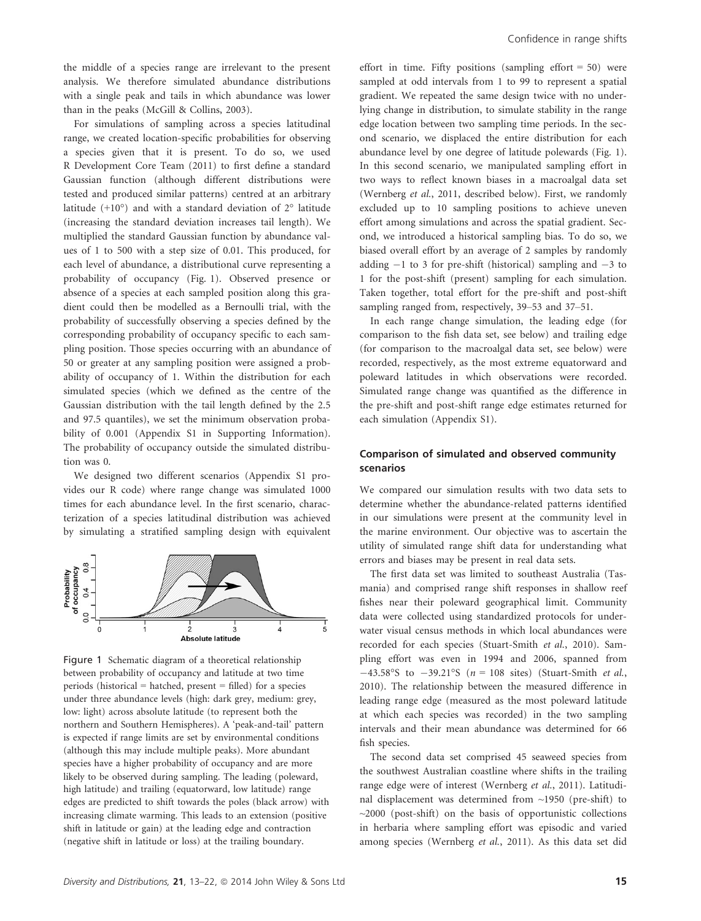the middle of a species range are irrelevant to the present analysis. We therefore simulated abundance distributions with a single peak and tails in which abundance was lower than in the peaks (McGill & Collins, 2003).

For simulations of sampling across a species latitudinal range, we created location-specific probabilities for observing a species given that it is present. To do so, we used R Development Core Team (2011) to first define a standard Gaussian function (although different distributions were tested and produced similar patterns) centred at an arbitrary latitude (+10°) and with a standard deviation of 2° latitude (increasing the standard deviation increases tail length). We multiplied the standard Gaussian function by abundance values of 1 to 500 with a step size of 0.01. This produced, for each level of abundance, a distributional curve representing a probability of occupancy (Fig. 1). Observed presence or absence of a species at each sampled position along this gradient could then be modelled as a Bernoulli trial, with the probability of successfully observing a species defined by the corresponding probability of occupancy specific to each sampling position. Those species occurring with an abundance of 50 or greater at any sampling position were assigned a probability of occupancy of 1. Within the distribution for each simulated species (which we defined as the centre of the Gaussian distribution with the tail length defined by the 2.5 and 97.5 quantiles), we set the minimum observation probability of 0.001 (Appendix S1 in Supporting Information). The probability of occupancy outside the simulated distribution was 0.

We designed two different scenarios (Appendix S1 provides our R code) where range change was simulated 1000 times for each abundance level. In the first scenario, characterization of a species latitudinal distribution was achieved by simulating a stratified sampling design with equivalent effort in time. Fifty positions (sampling effort = 50) were sampled at odd intervals from 1 to 99 to represent a spatial gradient. We repeated the same design twice with no underlying change in distribution, to simulate stability in the range edge location between two sampling time periods. In the second scenario, we displaced the entire distribution for each abundance level by one degree of latitude polewards (Fig. 1). In this second scenario, we manipulated sampling effort in two ways to reflect known biases in a macroalgal data set (Wernberg *et al.*, 2011, described below). First, we randomly excluded up to 10 sampling positions to achieve uneven effort among simulations and across the spatial gradient. Second, we introduced a historical sampling bias. To do so, we biased overall effort by an average of 2 samples by randomly adding −1 to 3 for pre-shift (historical) sampling and −3 to 1 for the post-shift (present) sampling for each simulation. Taken together, total effort for the pre-shift and post-shift sampling ranged from, respectively, 39–53 and 37–51.

Figure 1 Schematic diagram of a theoretical relationship between probability of occupancy and latitude at two time periods (historical = hatched, present = filled) for a species under three abundance levels (high: dark grey, medium: grey, low: light) across absolute latitude (to represent both the northern and Southern Hemispheres). A 'peak-and-tail' pattern is expected if range limits are set by environmental conditions (although this may include multiple peaks). More abundant species have a higher probability of occupancy and are more likely to be observed during sampling. The leading (poleward, high latitude) and trailing (equatorward, low latitude) range edges are predicted to shift towards the poles (black arrow) with increasing climate warming. This leads to an extension (positive shift in latitude or gain) at the leading edge and contraction (negative shift in latitude or loss) at the trailing boundary.

In each range change simulation, the leading edge (for comparison to the fish data set, see below) and trailing edge (for comparison to the macroalgal data set, see below) were recorded, respectively, as the most extreme equatorward and poleward latitudes in which observations were recorded. Simulated range change was quantified as the difference in the pre-shift and post-shift range edge estimates returned for each simulation (Appendix S1).

## Comparison of simulated and observed community scenarios

We compared our simulation results with two data sets to determine whether the abundance-related patterns identified in our simulations were present at the community level in the marine environment. Our objective was to ascertain the utility of simulated range shift data for understanding what errors and biases may be present in real data sets.

The first data set was limited to southeast Australia (Tasmania) and comprised range shift responses in shallow reef fishes near their poleward geographical limit. Community data were collected using standardized protocols for underwater visual census methods in which local abundances were recorded for each species (Stuart-Smith *et al.*, 2010). Sampling effort was even in 1994 and 2006, spanned from −43.58°S to −39.21°S ($n$ = 108 sites) (Stuart-Smith *et al.*, 2010). The relationship between the measured difference in leading range edge (measured as the most poleward latitude at which each species was recorded) in the two sampling intervals and their mean abundance was determined for 66 fish species.

The second data set comprised 45 seaweed species from the southwest Australian coastline where shifts in the trailing range edge were of interest (Wernberg *et al.*, 2011). Latitudinal displacement was determined from ~1950 (pre-shift) to ~2000 (post-shift) on the basis of opportunistic collections in herbaria where sampling effort was episodic and varied among species (Wernberg *et al.*, 2011). As this data set did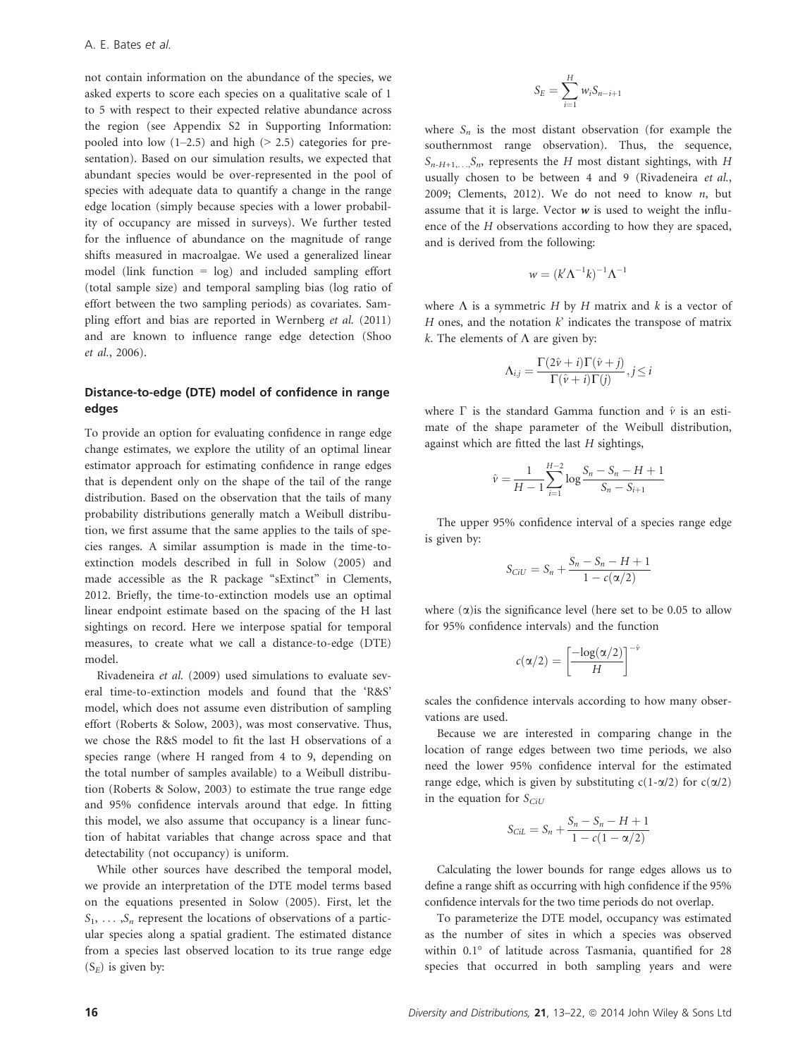not contain information on the abundance of the species, we asked experts to score each species on a qualitative scale of 1 to 5 with respect to their expected relative abundance across the region (see Appendix S2 in Supporting Information: pooled into low (1–2.5) and high (> 2.5) categories for presentation). Based on our simulation results, we expected that abundant species would be over-represented in the pool of species with adequate data to quantify a change in the range edge location (simply because species with a lower probability of occupancy are missed in surveys). We further tested for the influence of abundance on the magnitude of range shifts measured in macroalgae. We used a generalized linear model (link function = log) and included sampling effort (total sample size) and temporal sampling bias (log ratio of effort between the two sampling periods) as covariates. Sampling effort and bias are reported in Wernberg *et al.* (2011) and are known to influence range edge detection (Shoo *et al.*, 2006).

### Distance-to-edge (DTE) model of confidence in range edges

To provide an option for evaluating confidence in range edge change estimates, we explore the utility of an optimal linear estimator approach for estimating confidence in range edges that is dependent only on the shape of the tail of the range distribution. Based on the observation that the tails of many probability distributions generally match a Weibull distribution, we first assume that the same applies to the tails of species ranges. A similar assumption is made in the time-to-extinction models described in full in Solow (2005) and made accessible as the R package "sExtinct" in Clements, 2012. Briefly, the time-to-extinction models use an optimal linear endpoint estimate based on the spacing of the H last sightings on record. Here we interpose spatial for temporal measures, to create what we call a distance-to-edge (DTE) model.

Rivadeneira *et al.* (2009) used simulations to evaluate several time-to-extinction models and found that the 'R&S' model, which does not assume even distribution of sampling effort (Roberts & Solow, 2003), was most conservative. Thus, we chose the R&S model to fit the last H observations of a species range (where H ranged from 4 to 9, depending on the total number of samples available) to a Weibull distribution (Roberts & Solow, 2003) to estimate the true range edge and 95% confidence intervals around that edge. In fitting this model, we also assume that occupancy is a linear function of habitat variables that change across space and that detectability (not occupancy) is uniform.

While other sources have described the temporal model, we provide an interpretation of the DTE model terms based on the equations presented in Solow (2005). First, let the $S_1, \ldots, S_n$ represent the locations of observations of a particular species along a spatial gradient. The estimated distance from a species last observed location to its true range edge ($S_E$) is given by:

$$S_E = \sum_{i=1}^{H} w_i S_{n-i+1}$$

where $S_n$ is the most distant observation (for example the southernmost range observation). Thus, the sequence, $S_{n-H+1,\ldots,}S_n$, represents the $H$ most distant sightings, with $H$ usually chosen to be between 4 and 9 (Rivadeneira *et al.*, 2009; Clements, 2012). We do not need to know $n$, but assume that it is large. Vector $\mathbf{w}$ is used to weight the influence of the $H$ observations according to how they are spaced, and is derived from the following:

$$w = (k'\Lambda^{-1}k)^{-1}\Lambda^{-1}$$

where $\Lambda$ is a symmetric $H$ by $H$ matrix and $k$ is a vector of $H$ ones, and the notation $k'$ indicates the transpose of matrix $k$. The elements of $\Lambda$ are given by:

$$\Lambda_{i,j} = \frac{\Gamma(2\hat{v}+i)\Gamma(\hat{v}+j)}{\Gamma(\hat{v}+i)\Gamma(j)}, j \leq i$$

where $\Gamma$ is the standard Gamma function and $\hat{v}$ is an estimate of the shape parameter of the Weibull distribution, against which are fitted the last $H$ sightings,

$$\hat{v} = \frac{1}{H-1}\sum_{i=1}^{H-2}\log\frac{S_n - S_n - H + 1}{S_n - S_{i+1}}$$

The upper 95% confidence interval of a species range edge is given by:

$$S_{CiU} = S_n + \frac{S_n - S_n - H + 1}{1 - c(\alpha/2)}$$

where ($\alpha$)is the significance level (here set to be 0.05 to allow for 95% confidence intervals) and the function

$$c(\alpha/2) = \left[\frac{-\log(\alpha/2)}{H}\right]^{-\hat{v}}$$

scales the confidence intervals according to how many observations are used.

Because we are interested in comparing change in the location of range edges between two time periods, we also need the lower 95% confidence interval for the estimated range edge, which is given by substituting $c(1\text{-}\alpha/2)$ for $c(\alpha/2)$ in the equation for $S_{CiU}$

$$S_{CiL} = S_n + \frac{S_n - S_n - H + 1}{1 - c(1-\alpha/2)}$$

Calculating the lower bounds for range edges allows us to define a range shift as occurring with high confidence if the 95% confidence intervals for the two time periods do not overlap.

To parameterize the DTE model, occupancy was estimated as the number of sites in which a species was observed within 0.1° of latitude across Tasmania, quantified for 28 species that occurred in both sampling years and were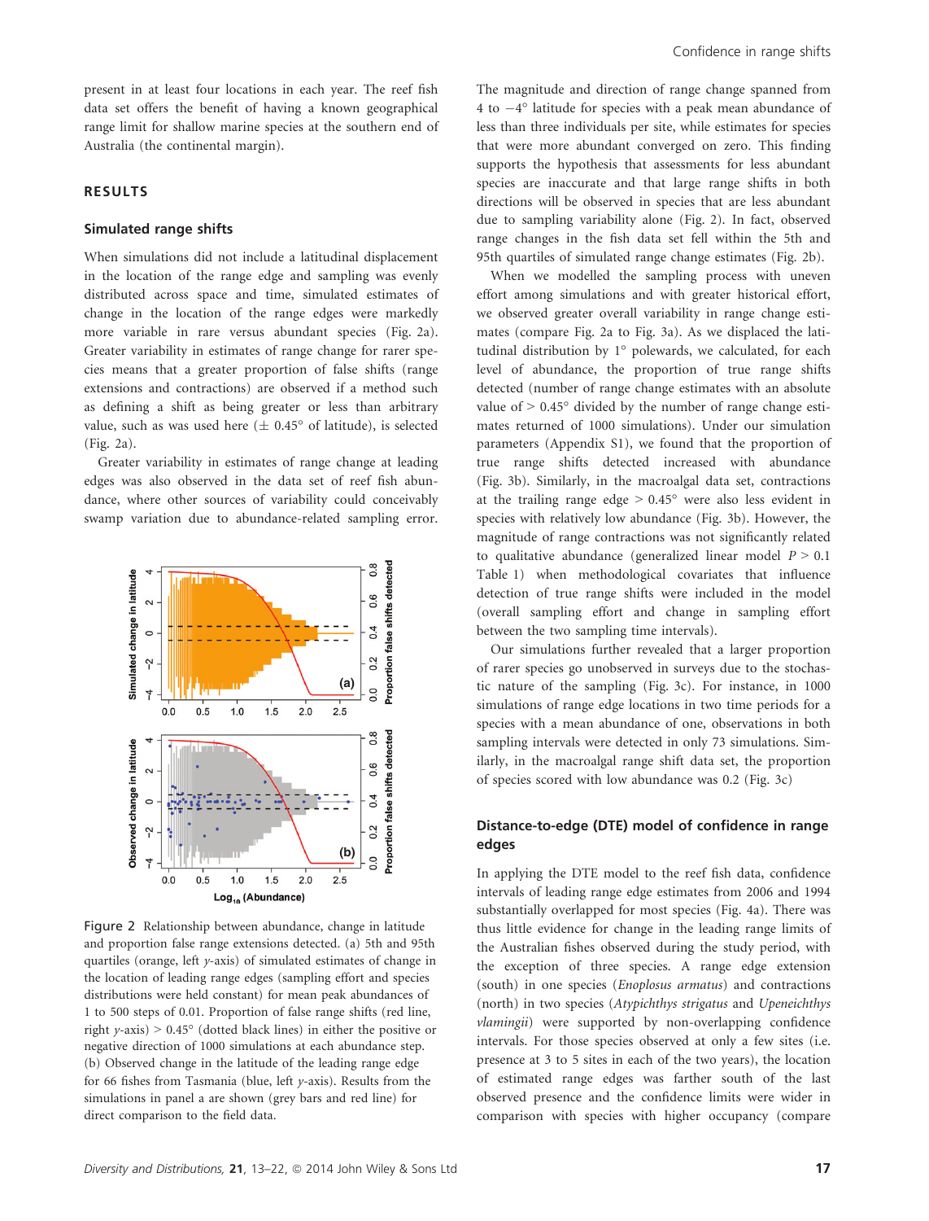present in at least four locations in each year. The reef fish data set offers the benefit of having a known geographical range limit for shallow marine species at the southern end of Australia (the continental margin).

## RESULTS

### Simulated range shifts

When simulations did not include a latitudinal displacement in the location of the range edge and sampling was evenly distributed across space and time, simulated estimates of change in the location of the range edges were markedly more variable in rare versus abundant species (Fig. 2a). Greater variability in estimates of range change for rarer species means that a greater proportion of false shifts (range extensions and contractions) are observed if a method such as defining a shift as being greater or less than arbitrary value, such as was used here (± 0.45° of latitude), is selected (Fig. 2a).

Greater variability in estimates of range change at leading edges was also observed in the data set of reef fish abundance, where other sources of variability could conceivably swamp variation due to abundance-related sampling error.

Figure 2 Relationship between abundance, change in latitude and proportion false range extensions detected. (a) 5th and 95th quartiles (orange, left *y*-axis) of simulated estimates of change in the location of leading range edges (sampling effort and species distributions were held constant) for mean peak abundances of 1 to 500 steps of 0.01. Proportion of false range shifts (red line, right *y*-axis) > 0.45° (dotted black lines) in either the positive or negative direction of 1000 simulations at each abundance step. (b) Observed change in the latitude of the leading range edge for 66 fishes from Tasmania (blue, left *y*-axis). Results from the simulations in panel a are shown (grey bars and red line) for direct comparison to the field data.

The magnitude and direction of range change spanned from 4 to −4° latitude for species with a peak mean abundance of less than three individuals per site, while estimates for species that were more abundant converged on zero. This finding supports the hypothesis that assessments for less abundant species are inaccurate and that large range shifts in both directions will be observed in species that are less abundant due to sampling variability alone (Fig. 2). In fact, observed range changes in the fish data set fell within the 5th and 95th quartiles of simulated range change estimates (Fig. 2b).

When we modelled the sampling process with uneven effort among simulations and with greater historical effort, we observed greater overall variability in range change estimates (compare Fig. 2a to Fig. 3a). As we displaced the latitudinal distribution by 1° polewards, we calculated, for each level of abundance, the proportion of true range shifts detected (number of range change estimates with an absolute value of > 0.45° divided by the number of range change estimates returned of 1000 simulations). Under our simulation parameters (Appendix S1), we found that the proportion of true range shifts detected increased with abundance (Fig. 3b). Similarly, in the macroalgal data set, contractions at the trailing range edge > 0.45° were also less evident in species with relatively low abundance (Fig. 3b). However, the magnitude of range contractions was not significantly related to qualitative abundance (generalized linear model $P > 0.1$ Table 1) when methodological covariates that influence detection of true range shifts were included in the model (overall sampling effort and change in sampling effort between the two sampling time intervals).

Our simulations further revealed that a larger proportion of rarer species go unobserved in surveys due to the stochastic nature of the sampling (Fig. 3c). For instance, in 1000 simulations of range edge locations in two time periods for a species with a mean abundance of one, observations in both sampling intervals were detected in only 73 simulations. Similarly, in the macroalgal range shift data set, the proportion of species scored with low abundance was 0.2 (Fig. 3c)

### Distance-to-edge (DTE) model of confidence in range edges

In applying the DTE model to the reef fish data, confidence intervals of leading range edge estimates from 2006 and 1994 substantially overlapped for most species (Fig. 4a). There was thus little evidence for change in the leading range limits of the Australian fishes observed during the study period, with the exception of three species. A range edge extension (south) in one species (*Enoplosus armatus*) and contractions (north) in two species (*Atypichthys strigatus* and *Upeneichthys vlamingii*) were supported by non-overlapping confidence intervals. For those species observed at only a few sites (i.e. presence at 3 to 5 sites in each of the two years), the location of estimated range edges was farther south of the last observed presence and the confidence limits were wider in comparison with species with higher occupancy (compare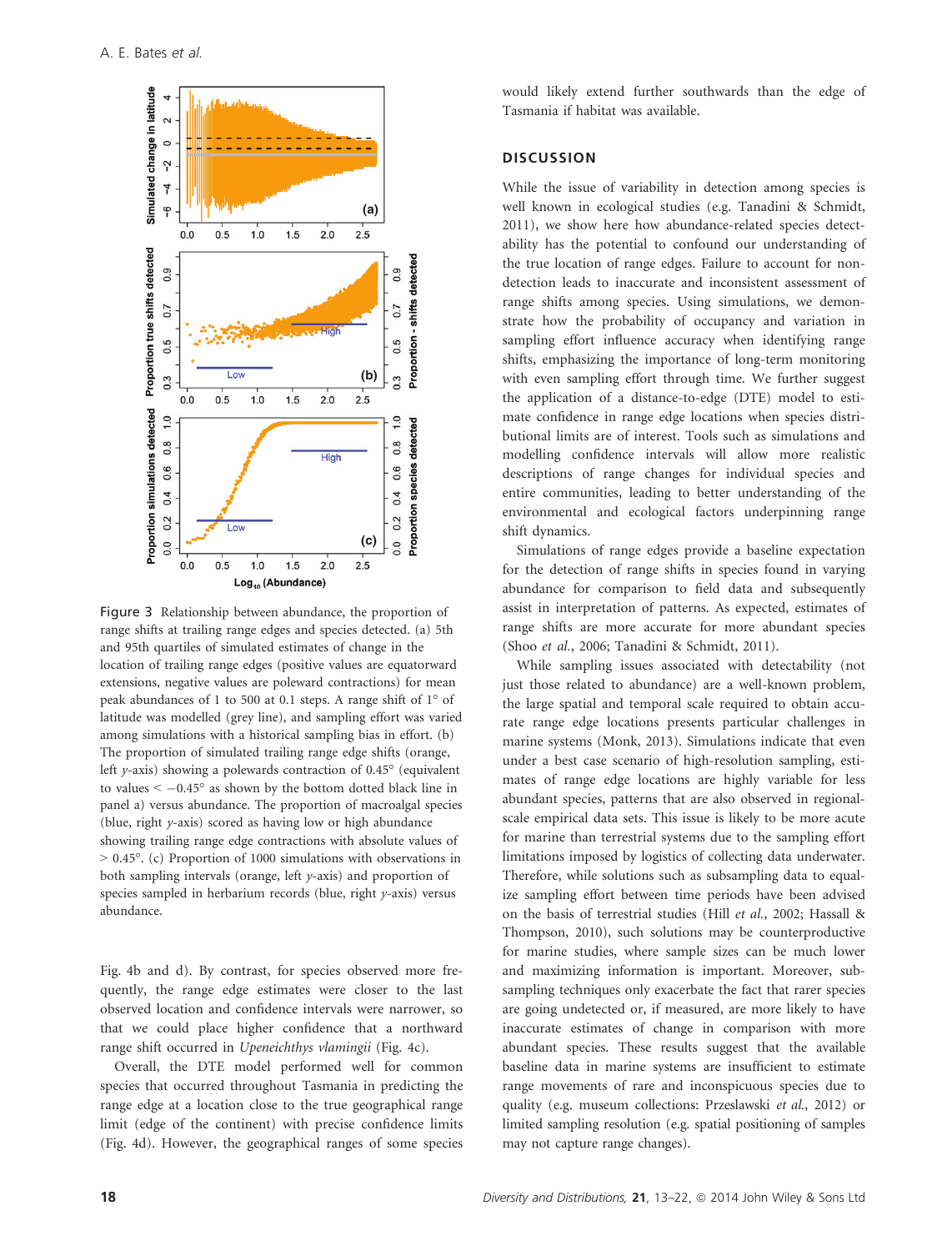Figure 3 Relationship between abundance, the proportion of range shifts at trailing range edges and species detected. (a) 5th and 95th quartiles of simulated estimates of change in the location of trailing range edges (positive values are equatorward extensions, negative values are poleward contractions) for mean peak abundances of 1 to 500 at 0.1 steps. A range shift of 1° of latitude was modelled (grey line), and sampling effort was varied among simulations with a historical sampling bias in effort. (b) The proportion of simulated trailing range edge shifts (orange, left *y*-axis) showing a polewards contraction of 0.45° (equivalent to values < −0.45° as shown by the bottom dotted black line in panel a) versus abundance. The proportion of macroalgal species (blue, right *y*-axis) scored as having low or high abundance showing trailing range edge contractions with absolute values of > 0.45°. (c) Proportion of 1000 simulations with observations in both sampling intervals (orange, left *y*-axis) and proportion of species sampled in herbarium records (blue, right *y*-axis) versus abundance.

Fig. 4b and d). By contrast, for species observed more frequently, the range edge estimates were closer to the last observed location and confidence intervals were narrower, so that we could place higher confidence that a northward range shift occurred in *Upeneichthys vlamingii* (Fig. 4c).

Overall, the DTE model performed well for common species that occurred throughout Tasmania in predicting the range edge at a location close to the true geographical range limit (edge of the continent) with precise confidence limits (Fig. 4d). However, the geographical ranges of some species would likely extend further southwards than the edge of Tasmania if habitat was available.

## DISCUSSION

While the issue of variability in detection among species is well known in ecological studies (e.g. Tanadini & Schmidt, 2011), we show here how abundance-related species detectability has the potential to confound our understanding of the true location of range edges. Failure to account for non-detection leads to inaccurate and inconsistent assessment of range shifts among species. Using simulations, we demonstrate how the probability of occupancy and variation in sampling effort influence accuracy when identifying range shifts, emphasizing the importance of long-term monitoring with even sampling effort through time. We further suggest the application of a distance-to-edge (DTE) model to estimate confidence in range edge locations when species distributional limits are of interest. Tools such as simulations and modelling confidence intervals will allow more realistic descriptions of range changes for individual species and entire communities, leading to better understanding of the environmental and ecological factors underpinning range shift dynamics.

Simulations of range edges provide a baseline expectation for the detection of range shifts in species found in varying abundance for comparison to field data and subsequently assist in interpretation of patterns. As expected, estimates of range shifts are more accurate for more abundant species (Shoo *et al.*, 2006; Tanadini & Schmidt, 2011).

While sampling issues associated with detectability (not just those related to abundance) are a well-known problem, the large spatial and temporal scale required to obtain accurate range edge locations presents particular challenges in marine systems (Monk, 2013). Simulations indicate that even under a best case scenario of high-resolution sampling, estimates of range edge locations are highly variable for less abundant species, patterns that are also observed in regional-scale empirical data sets. This issue is likely to be more acute for marine than terrestrial systems due to the sampling effort limitations imposed by logistics of collecting data underwater. Therefore, while solutions such as subsampling data to equalize sampling effort between time periods have been advised on the basis of terrestrial studies (Hill *et al.*, 2002; Hassall & Thompson, 2010), such solutions may be counterproductive for marine studies, where sample sizes can be much lower and maximizing information is important. Moreover, subsampling techniques only exacerbate the fact that rarer species are going undetected or, if measured, are more likely to have inaccurate estimates of change in comparison with more abundant species. These results suggest that the available baseline data in marine systems are insufficient to estimate range movements of rare and inconspicuous species due to quality (e.g. museum collections: Przeslawski *et al.*, 2012) or limited sampling resolution (e.g. spatial positioning of samples may not capture range changes).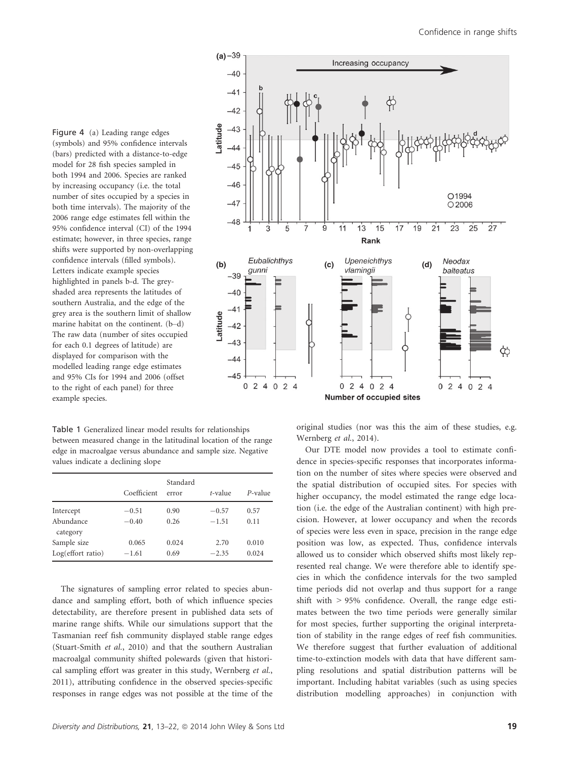Figure 4 (a) Leading range edges (symbols) and 95% confidence intervals (bars) predicted with a distance-to-edge model for 28 fish species sampled in both 1994 and 2006. Species are ranked by increasing occupancy (i.e. the total number of sites occupied by a species in both time intervals). The majority of the 2006 range edge estimates fell within the 95% confidence interval (CI) of the 1994 estimate; however, in three species, range shifts were supported by non-overlapping confidence intervals (filled symbols). Letters indicate example species highlighted in panels b-d. The grey-shaded area represents the latitudes of southern Australia, and the edge of the grey area is the southern limit of shallow marine habitat on the continent. (b–d) The raw data (number of sites occupied for each 0.1 degrees of latitude) are displayed for comparison with the modelled leading range edge estimates and 95% CIs for 1994 and 2006 (offset to the right of each panel) for three example species.

Table 1 Generalized linear model results for relationships between measured change in the latitudinal location of the range edge in macroalgae versus abundance and sample size. Negative values indicate a declining slope

| | Coefficient | Standard error | *t*-value | *P*-value |
|---|---|---|---|---|
| Intercept | −0.51 | 0.90 | −0.57 | 0.57 |
| Abundance category | −0.40 | 0.26 | −1.51 | 0.11 |
| Sample size | 0.065 | 0.024 | 2.70 | 0.010 |
| Log(effort ratio) | −1.61 | 0.69 | −2.35 | 0.024 |

The signatures of sampling error related to species abundance and sampling effort, both of which influence species detectability, are therefore present in published data sets of marine range shifts. While our simulations support that the Tasmanian reef fish community displayed stable range edges (Stuart-Smith *et al.*, 2010) and that the southern Australian macroalgal community shifted polewards (given that historical sampling effort was greater in this study, Wernberg *et al.*, 2011), attributing confidence in the observed species-specific responses in range edges was not possible at the time of the original studies (nor was this the aim of these studies, e.g. Wernberg *et al.*, 2014).

Our DTE model now provides a tool to estimate confidence in species-specific responses that incorporates information on the number of sites where species were observed and the spatial distribution of occupied sites. For species with higher occupancy, the model estimated the range edge location (i.e. the edge of the Australian continent) with high precision. However, at lower occupancy and when the records of species were less even in space, precision in the range edge position was low, as expected. Thus, confidence intervals allowed us to consider which observed shifts most likely represented real change. We were therefore able to identify species in which the confidence intervals for the two sampled time periods did not overlap and thus support for a range shift with > 95% confidence. Overall, the range edge estimates between the two time periods were generally similar for most species, further supporting the original interpretation of stability in the range edges of reef fish communities. We therefore suggest that further evaluation of additional time-to-extinction models with data that have different sampling resolutions and spatial distribution patterns will be important. Including habitat variables (such as using species distribution modelling approaches) in conjunction with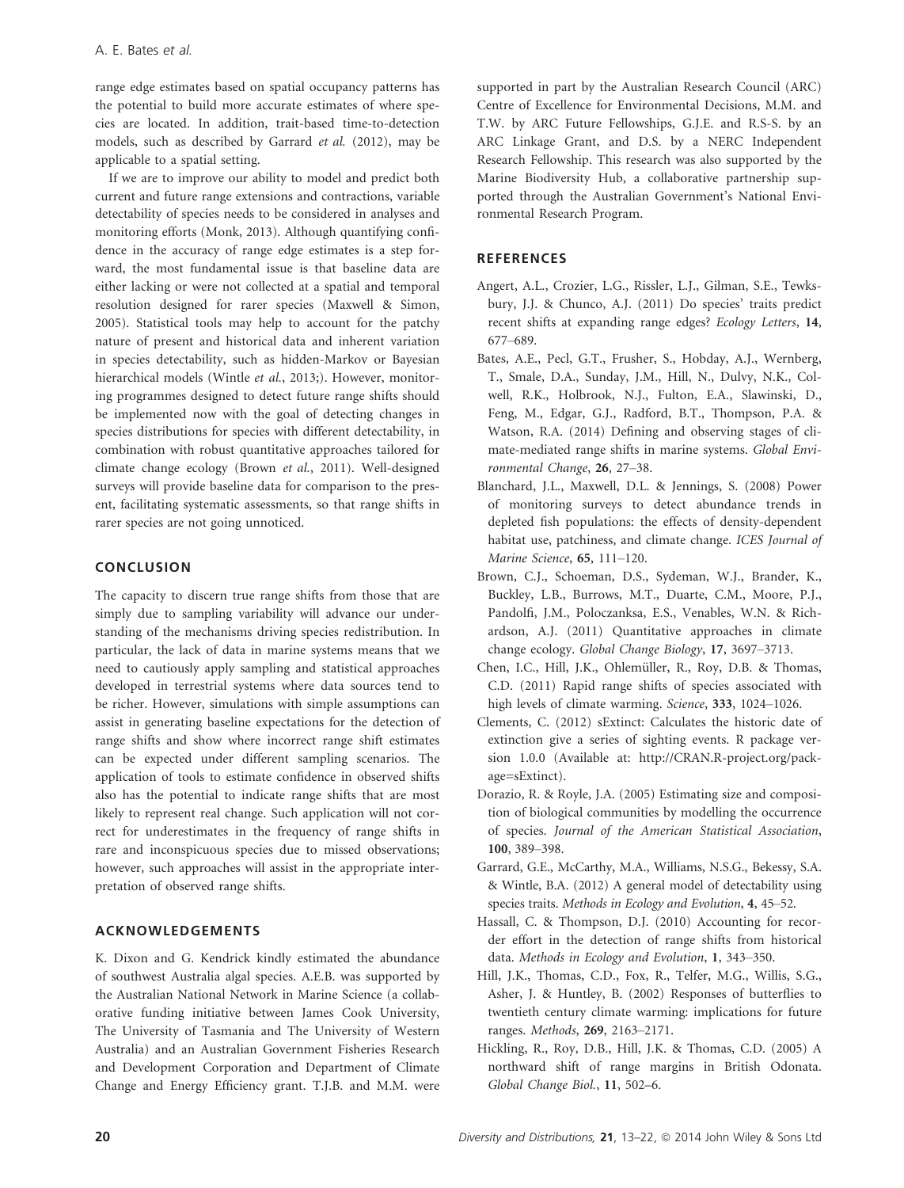range edge estimates based on spatial occupancy patterns has the potential to build more accurate estimates of where species are located. In addition, trait-based time-to-detection models, such as described by Garrard *et al.* (2012), may be applicable to a spatial setting.

If we are to improve our ability to model and predict both current and future range extensions and contractions, variable detectability of species needs to be considered in analyses and monitoring efforts (Monk, 2013). Although quantifying confidence in the accuracy of range edge estimates is a step forward, the most fundamental issue is that baseline data are either lacking or were not collected at a spatial and temporal resolution designed for rarer species (Maxwell & Simon, 2005). Statistical tools may help to account for the patchy nature of present and historical data and inherent variation in species detectability, such as hidden-Markov or Bayesian hierarchical models (Wintle *et al.*, 2013;). However, monitoring programmes designed to detect future range shifts should be implemented now with the goal of detecting changes in species distributions for species with different detectability, in combination with robust quantitative approaches tailored for climate change ecology (Brown *et al.*, 2011). Well-designed surveys will provide baseline data for comparison to the present, facilitating systematic assessments, so that range shifts in rarer species are not going unnoticed.

## CONCLUSION

The capacity to discern true range shifts from those that are simply due to sampling variability will advance our understanding of the mechanisms driving species redistribution. In particular, the lack of data in marine systems means that we need to cautiously apply sampling and statistical approaches developed in terrestrial systems where data sources tend to be richer. However, simulations with simple assumptions can assist in generating baseline expectations for the detection of range shifts and show where incorrect range shift estimates can be expected under different sampling scenarios. The application of tools to estimate confidence in observed shifts also has the potential to indicate range shifts that are most likely to represent real change. Such application will not correct for underestimates in the frequency of range shifts in rare and inconspicuous species due to missed observations; however, such approaches will assist in the appropriate interpretation of observed range shifts.

## ACKNOWLEDGEMENTS

K. Dixon and G. Kendrick kindly estimated the abundance of southwest Australia algal species. A.E.B. was supported by the Australian National Network in Marine Science (a collaborative funding initiative between James Cook University, The University of Tasmania and The University of Western Australia) and an Australian Government Fisheries Research and Development Corporation and Department of Climate Change and Energy Efficiency grant. T.J.B. and M.M. were supported in part by the Australian Research Council (ARC) Centre of Excellence for Environmental Decisions, M.M. and T.W. by ARC Future Fellowships, G.J.E. and R.S-S. by an ARC Linkage Grant, and D.S. by a NERC Independent Research Fellowship. This research was also supported by the Marine Biodiversity Hub, a collaborative partnership supported through the Australian Government's National Environmental Research Program.

## REFERENCES

Angert, A.L., Crozier, L.G., Rissler, L.J., Gilman, S.E., Tewksbury, J.J. & Chunco, A.J. (2011) Do species' traits predict recent shifts at expanding range edges? *Ecology Letters*, **14**, 677–689.

Bates, A.E., Pecl, G.T., Frusher, S., Hobday, A.J., Wernberg, T., Smale, D.A., Sunday, J.M., Hill, N., Dulvy, N.K., Colwell, R.K., Holbrook, N.J., Fulton, E.A., Slawinski, D., Feng, M., Edgar, G.J., Radford, B.T., Thompson, P.A. & Watson, R.A. (2014) Defining and observing stages of climate-mediated range shifts in marine systems. *Global Environmental Change*, **26**, 27–38.

Blanchard, J.L., Maxwell, D.L. & Jennings, S. (2008) Power of monitoring surveys to detect abundance trends in depleted fish populations: the effects of density-dependent habitat use, patchiness, and climate change. *ICES Journal of Marine Science*, **65**, 111–120.

Brown, C.J., Schoeman, D.S., Sydeman, W.J., Brander, K., Buckley, L.B., Burrows, M.T., Duarte, C.M., Moore, P.J., Pandolfi, J.M., Poloczanksa, E.S., Venables, W.N. & Richardson, A.J. (2011) Quantitative approaches in climate change ecology. *Global Change Biology*, **17**, 3697–3713.

Chen, I.C., Hill, J.K., Ohlemüller, R., Roy, D.B. & Thomas, C.D. (2011) Rapid range shifts of species associated with high levels of climate warming. *Science*, **333**, 1024–1026.

Clements, C. (2012) sExtinct: Calculates the historic date of extinction give a series of sighting events. R package version 1.0.0 (Available at: http://CRAN.R-project.org/package=sExtinct).

Dorazio, R. & Royle, J.A. (2005) Estimating size and composition of biological communities by modelling the occurrence of species. *Journal of the American Statistical Association*, **100**, 389–398.

Garrard, G.E., McCarthy, M.A., Williams, N.S.G., Bekessy, S.A. & Wintle, B.A. (2012) A general model of detectability using species traits. *Methods in Ecology and Evolution*, **4**, 45–52.

Hassall, C. & Thompson, D.J. (2010) Accounting for recorder effort in the detection of range shifts from historical data. *Methods in Ecology and Evolution*, **1**, 343–350.

Hill, J.K., Thomas, C.D., Fox, R., Telfer, M.G., Willis, S.G., Asher, J. & Huntley, B. (2002) Responses of butterflies to twentieth century climate warming: implications for future ranges. *Methods*, **269**, 2163–2171.

Hickling, R., Roy, D.B., Hill, J.K. & Thomas, C.D. (2005) A northward shift of range margins in British Odonata. *Global Change Biol.*, **11**, 502–6.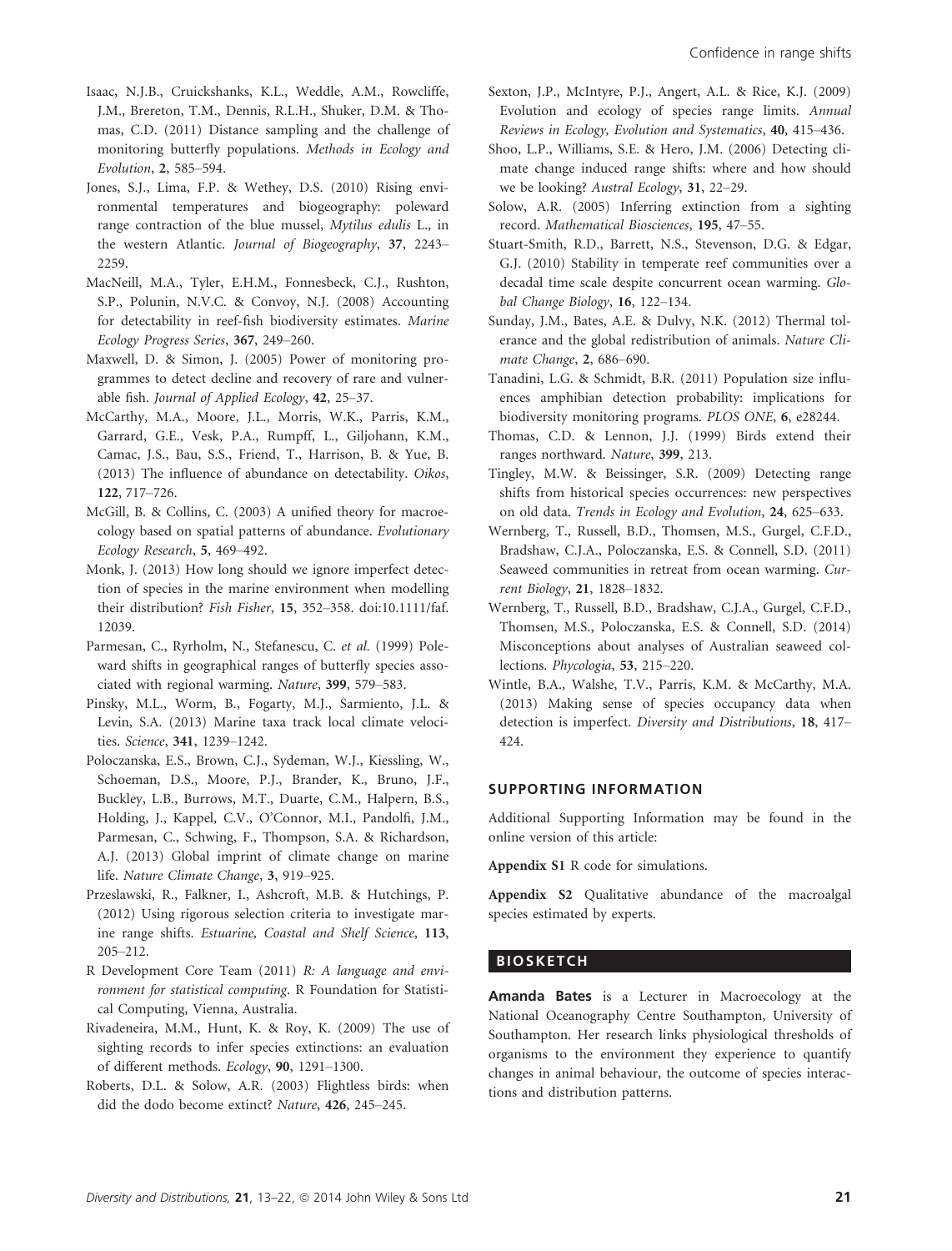Isaac, N.J.B., Cruickshanks, K.L., Weddle, A.M., Rowcliffe, J.M., Brereton, T.M., Dennis, R.L.H., Shuker, D.M. & Thomas, C.D. (2011) Distance sampling and the challenge of monitoring butterfly populations. *Methods in Ecology and Evolution*, **2**, 585–594.

Jones, S.J., Lima, F.P. & Wethey, D.S. (2010) Rising environmental temperatures and biogeography: poleward range contraction of the blue mussel, *Mytilus edulis* L., in the western Atlantic. *Journal of Biogeography*, **37**, 2243–2259.

MacNeill, M.A., Tyler, E.H.M., Fonnesbeck, C.J., Rushton, S.P., Polunin, N.V.C. & Convoy, N.J. (2008) Accounting for detectability in reef-fish biodiversity estimates. *Marine Ecology Progress Series*, **367**, 249–260.

Maxwell, D. & Simon, J. (2005) Power of monitoring programmes to detect decline and recovery of rare and vulnerable fish. *Journal of Applied Ecology*, **42**, 25–37.

McCarthy, M.A., Moore, J.L., Morris, W.K., Parris, K.M., Garrard, G.E., Vesk, P.A., Rumpff, L., Giljohann, K.M., Camac, J.S., Bau, S.S., Friend, T., Harrison, B. & Yue, B. (2013) The influence of abundance on detectability. *Oikos*, **122**, 717–726.

McGill, B. & Collins, C. (2003) A unified theory for macroecology based on spatial patterns of abundance. *Evolutionary Ecology Research*, **5**, 469–492.

Monk, J. (2013) How long should we ignore imperfect detection of species in the marine environment when modelling their distribution? *Fish Fisher*, **15**, 352–358. doi:10.1111/faf.12039.

Parmesan, C., Ryrholm, N., Stefanescu, C. *et al.* (1999) Poleward shifts in geographical ranges of butterfly species associated with regional warming. *Nature*, **399**, 579–583.

Pinsky, M.L., Worm, B., Fogarty, M.J., Sarmiento, J.L. & Levin, S.A. (2013) Marine taxa track local climate velocities. *Science*, **341**, 1239–1242.

Poloczanska, E.S., Brown, C.J., Sydeman, W.J., Kiessling, W., Schoeman, D.S., Moore, P.J., Brander, K., Bruno, J.F., Buckley, L.B., Burrows, M.T., Duarte, C.M., Halpern, B.S., Holding, J., Kappel, C.V., O'Connor, M.I., Pandolfi, J.M., Parmesan, C., Schwing, F., Thompson, S.A. & Richardson, A.J. (2013) Global imprint of climate change on marine life. *Nature Climate Change*, **3**, 919–925.

Przeslawski, R., Falkner, I., Ashcroft, M.B. & Hutchings, P. (2012) Using rigorous selection criteria to investigate marine range shifts. *Estuarine, Coastal and Shelf Science*, **113**, 205–212.

R Development Core Team (2011) *R: A language and environment for statistical computing*. R Foundation for Statistical Computing, Vienna, Australia.

Rivadeneira, M.M., Hunt, K. & Roy, K. (2009) The use of sighting records to infer species extinctions: an evaluation of different methods. *Ecology*, **90**, 1291–1300.

Roberts, D.L. & Solow, A.R. (2003) Flightless birds: when did the dodo become extinct? *Nature*, **426**, 245–245.

Sexton, J.P., McIntyre, P.J., Angert, A.L. & Rice, K.J. (2009) Evolution and ecology of species range limits. *Annual Reviews in Ecology, Evolution and Systematics*, **40**, 415–436.

Shoo, L.P., Williams, S.E. & Hero, J.M. (2006) Detecting climate change induced range shifts: where and how should we be looking? *Austral Ecology*, **31**, 22–29.

Solow, A.R. (2005) Inferring extinction from a sighting record. *Mathematical Biosciences*, **195**, 47–55.

Stuart-Smith, R.D., Barrett, N.S., Stevenson, D.G. & Edgar, G.J. (2010) Stability in temperate reef communities over a decadal time scale despite concurrent ocean warming. *Global Change Biology*, **16**, 122–134.

Sunday, J.M., Bates, A.E. & Dulvy, N.K. (2012) Thermal tolerance and the global redistribution of animals. *Nature Climate Change*, **2**, 686–690.

Tanadini, L.G. & Schmidt, B.R. (2011) Population size influences amphibian detection probability: implications for biodiversity monitoring programs. *PLOS ONE*, **6**, e28244.

Thomas, C.D. & Lennon, J.J. (1999) Birds extend their ranges northward. *Nature*, **399**, 213.

Tingley, M.W. & Beissinger, S.R. (2009) Detecting range shifts from historical species occurrences: new perspectives on old data. *Trends in Ecology and Evolution*, **24**, 625–633.

Wernberg, T., Russell, B.D., Thomsen, M.S., Gurgel, C.F.D., Bradshaw, C.J.A., Poloczanska, E.S. & Connell, S.D. (2011) Seaweed communities in retreat from ocean warming. *Current Biology*, **21**, 1828–1832.

Wernberg, T., Russell, B.D., Bradshaw, C.J.A., Gurgel, C.F.D., Thomsen, M.S., Poloczanska, E.S. & Connell, S.D. (2014) Misconceptions about analyses of Australian seaweed collections. *Phycologia*, **53**, 215–220.

Wintle, B.A., Walshe, T.V., Parris, K.M. & McCarthy, M.A. (2013) Making sense of species occupancy data when detection is imperfect. *Diversity and Distributions*, **18**, 417–424.

## SUPPORTING INFORMATION

Additional Supporting Information may be found in the online version of this article:

**Appendix S1** R code for simulations.

**Appendix S2** Qualitative abundance of the macroalgal species estimated by experts.

## BIOSKETCH

**Amanda Bates** is a Lecturer in Macroecology at the National Oceanography Centre Southampton, University of Southampton. Her research links physiological thresholds of organisms to the environment they experience to quantify changes in animal behaviour, the outcome of species interactions and distribution patterns.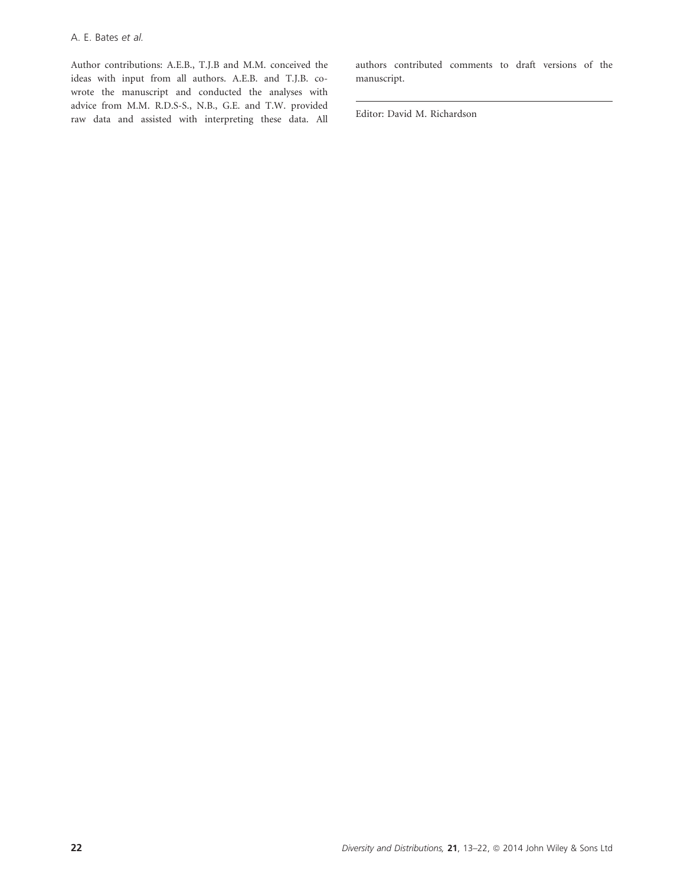Author contributions: A.E.B., T.J.B and M.M. conceived the ideas with input from all authors. A.E.B. and T.J.B. co-wrote the manuscript and conducted the analyses with advice from M.M. R.D.S-S., N.B., G.E. and T.W. provided raw data and assisted with interpreting these data. All authors contributed comments to draft versions of the manuscript.

---

Editor: David M. Richardson